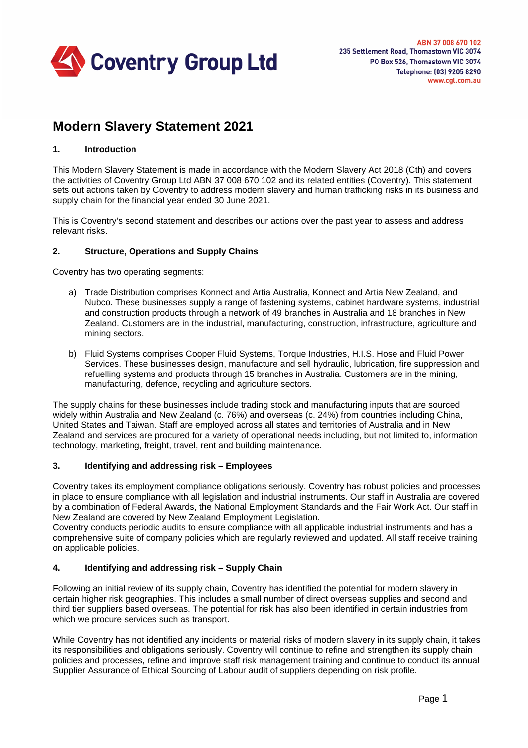**Coventry Group Ltd**

ABN 37 008 670 102
235 Settlement Road, Thomastown VIC 3074
PO Box 526, Thomastown VIC 3074
Telephone: (03) 9205 8290
www.cgl.com.au

# Modern Slavery Statement 2021

## 1. Introduction

This Modern Slavery Statement is made in accordance with the Modern Slavery Act 2018 (Cth) and covers the activities of Coventry Group Ltd ABN 37 008 670 102 and its related entities (Coventry). This statement sets out actions taken by Coventry to address modern slavery and human trafficking risks in its business and supply chain for the financial year ended 30 June 2021.

This is Coventry's second statement and describes our actions over the past year to assess and address relevant risks.

## 2. Structure, Operations and Supply Chains

Coventry has two operating segments:

a) Trade Distribution comprises Konnect and Artia Australia, Konnect and Artia New Zealand, and Nubco. These businesses supply a range of fastening systems, cabinet hardware systems, industrial and construction products through a network of 49 branches in Australia and 18 branches in New Zealand. Customers are in the industrial, manufacturing, construction, infrastructure, agriculture and mining sectors.

b) Fluid Systems comprises Cooper Fluid Systems, Torque Industries, H.I.S. Hose and Fluid Power Services. These businesses design, manufacture and sell hydraulic, lubrication, fire suppression and refuelling systems and products through 15 branches in Australia. Customers are in the mining, manufacturing, defence, recycling and agriculture sectors.

The supply chains for these businesses include trading stock and manufacturing inputs that are sourced widely within Australia and New Zealand (c. 76%) and overseas (c. 24%) from countries including China, United States and Taiwan. Staff are employed across all states and territories of Australia and in New Zealand and services are procured for a variety of operational needs including, but not limited to, information technology, marketing, freight, travel, rent and building maintenance.

## 3. Identifying and addressing risk – Employees

Coventry takes its employment compliance obligations seriously. Coventry has robust policies and processes in place to ensure compliance with all legislation and industrial instruments. Our staff in Australia are covered by a combination of Federal Awards, the National Employment Standards and the Fair Work Act. Our staff in New Zealand are covered by New Zealand Employment Legislation.
Coventry conducts periodic audits to ensure compliance with all applicable industrial instruments and has a comprehensive suite of company policies which are regularly reviewed and updated. All staff receive training on applicable policies.

## 4. Identifying and addressing risk – Supply Chain

Following an initial review of its supply chain, Coventry has identified the potential for modern slavery in certain higher risk geographies. This includes a small number of direct overseas supplies and second and third tier suppliers based overseas. The potential for risk has also been identified in certain industries from which we procure services such as transport.

While Coventry has not identified any incidents or material risks of modern slavery in its supply chain, it takes its responsibilities and obligations seriously. Coventry will continue to refine and strengthen its supply chain policies and processes, refine and improve staff risk management training and continue to conduct its annual Supplier Assurance of Ethical Sourcing of Labour audit of suppliers depending on risk profile.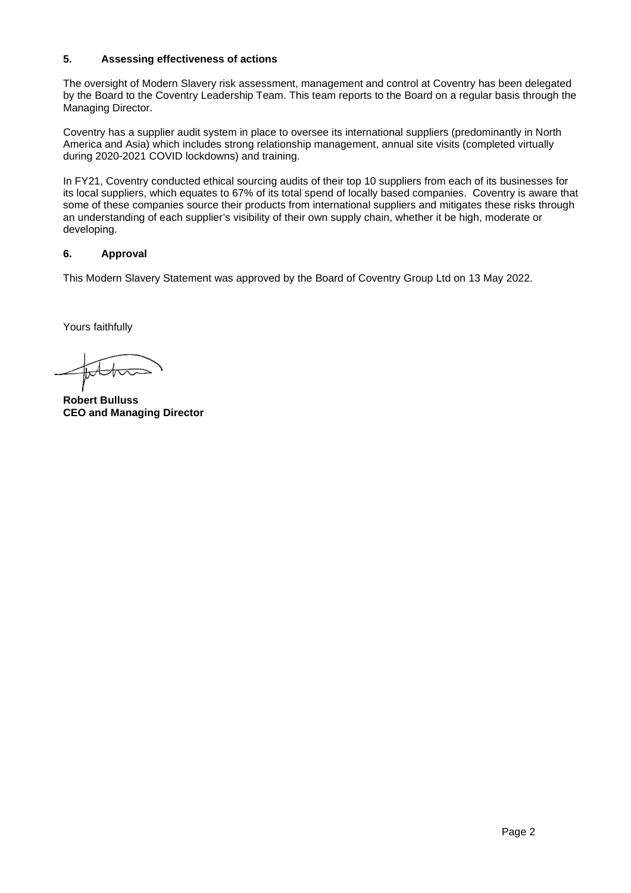## 5. Assessing effectiveness of actions

The oversight of Modern Slavery risk assessment, management and control at Coventry has been delegated by the Board to the Coventry Leadership Team. This team reports to the Board on a regular basis through the Managing Director.

Coventry has a supplier audit system in place to oversee its international suppliers (predominantly in North America and Asia) which includes strong relationship management, annual site visits (completed virtually during 2020-2021 COVID lockdowns) and training.

In FY21, Coventry conducted ethical sourcing audits of their top 10 suppliers from each of its businesses for its local suppliers, which equates to 67% of its total spend of locally based companies. Coventry is aware that some of these companies source their products from international suppliers and mitigates these risks through an understanding of each supplier's visibility of their own supply chain, whether it be high, moderate or developing.

## 6. Approval

This Modern Slavery Statement was approved by the Board of Coventry Group Ltd on 13 May 2022.

Yours faithfully

**Robert Bulluss**
**CEO and Managing Director**